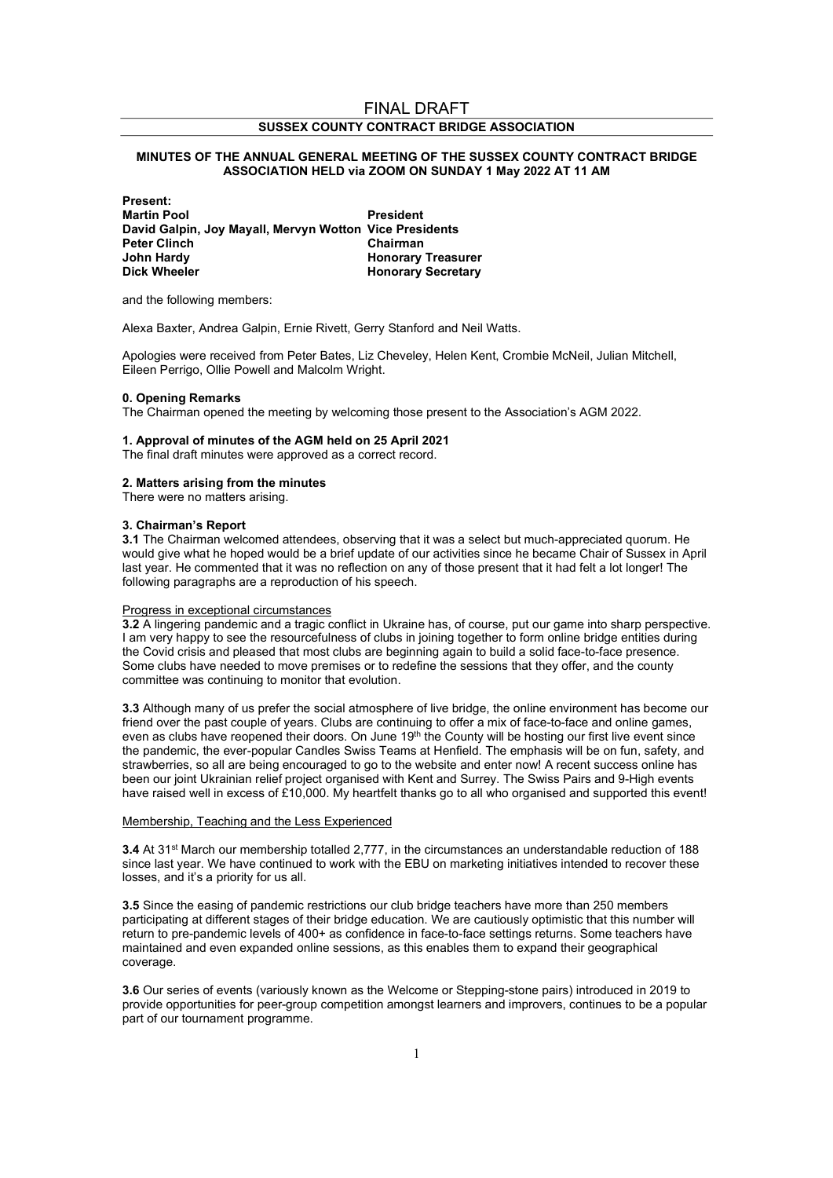FINAL DRAFT

# SUSSEX COUNTY CONTRACT BRIDGE ASSOCIATION

**MINUTES OF THE ANNUAL GENERAL MEETING OF THE SUSSEX COUNTY CONTRACT BRIDGE ASSOCIATION HELD via ZOOM ON SUNDAY 1 May 2022 AT 11 AM**

**Present:**

| | |
|---|---|
| **Martin Pool** | **President** |
| **David Galpin, Joy Mayall, Mervyn Wotton** | **Vice Presidents** |
| **Peter Clinch** | **Chairman** |
| **John Hardy** | **Honorary Treasurer** |
| **Dick Wheeler** | **Honorary Secretary** |

and the following members:

Alexa Baxter, Andrea Galpin, Ernie Rivett, Gerry Stanford and Neil Watts.

Apologies were received from Peter Bates, Liz Cheveley, Helen Kent, Crombie McNeil, Julian Mitchell, Eileen Perrigo, Ollie Powell and Malcolm Wright.

### 0. Opening Remarks

The Chairman opened the meeting by welcoming those present to the Association's AGM 2022.

### 1. Approval of minutes of the AGM held on 25 April 2021

The final draft minutes were approved as a correct record.

### 2. Matters arising from the minutes

There were no matters arising.

### 3. Chairman's Report

**3.1** The Chairman welcomed attendees, observing that it was a select but much-appreciated quorum. He would give what he hoped would be a brief update of our activities since he became Chair of Sussex in April last year. He commented that it was no reflection on any of those present that it had felt a lot longer! The following paragraphs are a reproduction of his speech.

Progress in exceptional circumstances

**3.2** A lingering pandemic and a tragic conflict in Ukraine has, of course, put our game into sharp perspective. I am very happy to see the resourcefulness of clubs in joining together to form online bridge entities during the Covid crisis and pleased that most clubs are beginning again to build a solid face-to-face presence. Some clubs have needed to move premises or to redefine the sessions that they offer, and the county committee was continuing to monitor that evolution.

**3.3** Although many of us prefer the social atmosphere of live bridge, the online environment has become our friend over the past couple of years. Clubs are continuing to offer a mix of face-to-face and online games, even as clubs have reopened their doors. On June 19th the County will be hosting our first live event since the pandemic, the ever-popular Candles Swiss Teams at Henfield. The emphasis will be on fun, safety, and strawberries, so all are being encouraged to go to the website and enter now! A recent success online has been our joint Ukrainian relief project organised with Kent and Surrey. The Swiss Pairs and 9-High events have raised well in excess of £10,000. My heartfelt thanks go to all who organised and supported this event!

Membership, Teaching and the Less Experienced

**3.4** At 31st March our membership totalled 2,777, in the circumstances an understandable reduction of 188 since last year. We have continued to work with the EBU on marketing initiatives intended to recover these losses, and it's a priority for us all.

**3.5** Since the easing of pandemic restrictions our club bridge teachers have more than 250 members participating at different stages of their bridge education. We are cautiously optimistic that this number will return to pre-pandemic levels of 400+ as confidence in face-to-face settings returns. Some teachers have maintained and even expanded online sessions, as this enables them to expand their geographical coverage.

**3.6** Our series of events (variously known as the Welcome or Stepping-stone pairs) introduced in 2019 to provide opportunities for peer-group competition amongst learners and improvers, continues to be a popular part of our tournament programme.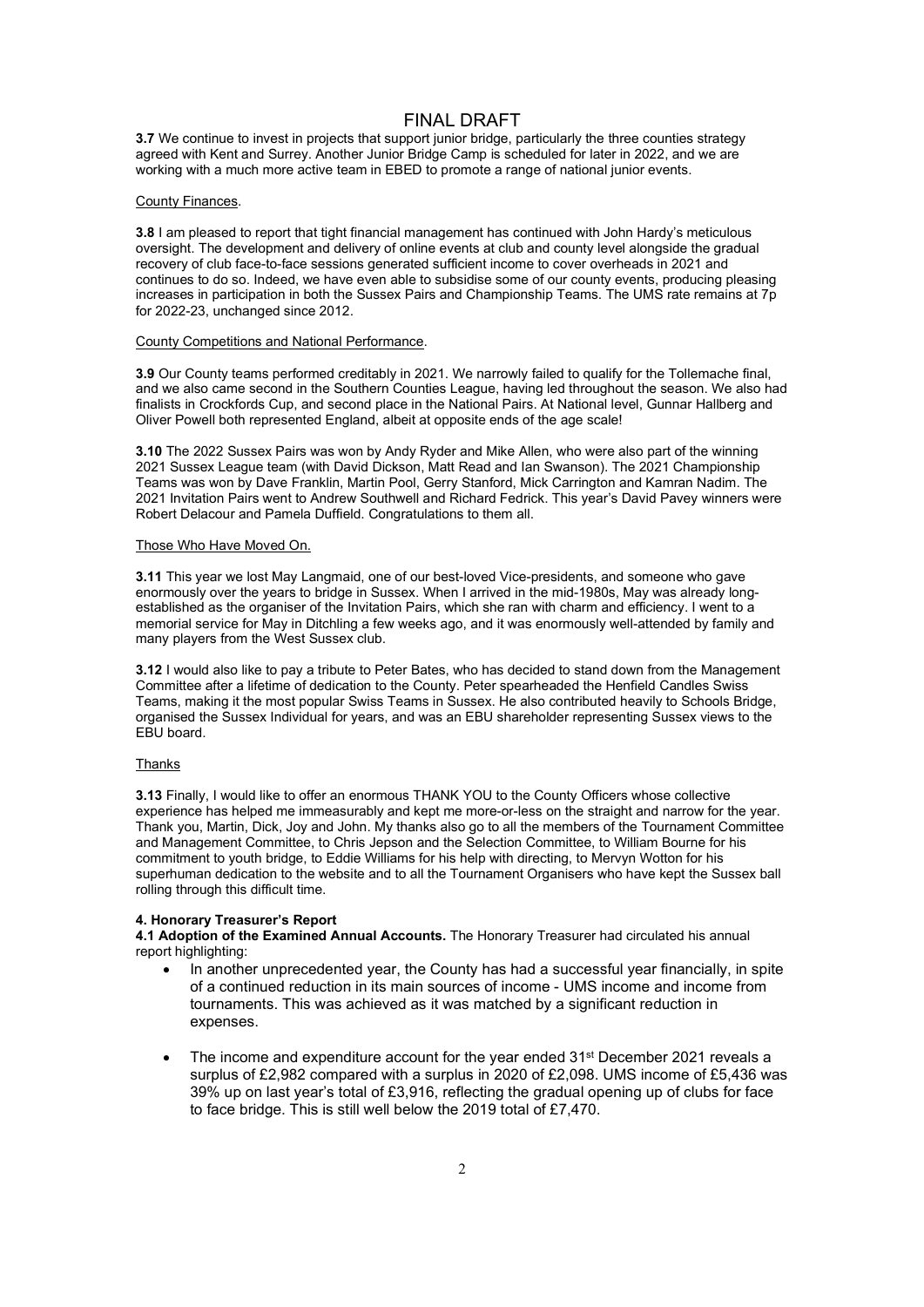# FINAL DRAFT

**3.7** We continue to invest in projects that support junior bridge, particularly the three counties strategy agreed with Kent and Surrey. Another Junior Bridge Camp is scheduled for later in 2022, and we are working with a much more active team in EBED to promote a range of national junior events.

County Finances.

**3.8** I am pleased to report that tight financial management has continued with John Hardy's meticulous oversight. The development and delivery of online events at club and county level alongside the gradual recovery of club face-to-face sessions generated sufficient income to cover overheads in 2021 and continues to do so. Indeed, we have even able to subsidise some of our county events, producing pleasing increases in participation in both the Sussex Pairs and Championship Teams. The UMS rate remains at 7p for 2022-23, unchanged since 2012.

County Competitions and National Performance.

**3.9** Our County teams performed creditably in 2021. We narrowly failed to qualify for the Tollemache final, and we also came second in the Southern Counties League, having led throughout the season. We also had finalists in Crockfords Cup, and second place in the National Pairs. At National level, Gunnar Hallberg and Oliver Powell both represented England, albeit at opposite ends of the age scale!

**3.10** The 2022 Sussex Pairs was won by Andy Ryder and Mike Allen, who were also part of the winning 2021 Sussex League team (with David Dickson, Matt Read and Ian Swanson). The 2021 Championship Teams was won by Dave Franklin, Martin Pool, Gerry Stanford, Mick Carrington and Kamran Nadim. The 2021 Invitation Pairs went to Andrew Southwell and Richard Fedrick. This year's David Pavey winners were Robert Delacour and Pamela Duffield. Congratulations to them all.

Those Who Have Moved On.

**3.11** This year we lost May Langmaid, one of our best-loved Vice-presidents, and someone who gave enormously over the years to bridge in Sussex. When I arrived in the mid-1980s, May was already long-established as the organiser of the Invitation Pairs, which she ran with charm and efficiency. I went to a memorial service for May in Ditchling a few weeks ago, and it was enormously well-attended by family and many players from the West Sussex club.

**3.12** I would also like to pay a tribute to Peter Bates, who has decided to stand down from the Management Committee after a lifetime of dedication to the County. Peter spearheaded the Henfield Candles Swiss Teams, making it the most popular Swiss Teams in Sussex. He also contributed heavily to Schools Bridge, organised the Sussex Individual for years, and was an EBU shareholder representing Sussex views to the EBU board.

Thanks

**3.13** Finally, I would like to offer an enormous THANK YOU to the County Officers whose collective experience has helped me immeasurably and kept me more-or-less on the straight and narrow for the year. Thank you, Martin, Dick, Joy and John. My thanks also go to all the members of the Tournament Committee and Management Committee, to Chris Jepson and the Selection Committee, to William Bourne for his commitment to youth bridge, to Eddie Williams for his help with directing, to Mervyn Wotton for his superhuman dedication to the website and to all the Tournament Organisers who have kept the Sussex ball rolling through this difficult time.

**4. Honorary Treasurer's Report**

**4.1 Adoption of the Examined Annual Accounts.** The Honorary Treasurer had circulated his annual report highlighting:

- In another unprecedented year, the County has had a successful year financially, in spite of a continued reduction in its main sources of income - UMS income and income from tournaments. This was achieved as it was matched by a significant reduction in expenses.

- The income and expenditure account for the year ended 31st December 2021 reveals a surplus of £2,982 compared with a surplus in 2020 of £2,098. UMS income of £5,436 was 39% up on last year's total of £3,916, reflecting the gradual opening up of clubs for face to face bridge. This is still well below the 2019 total of £7,470.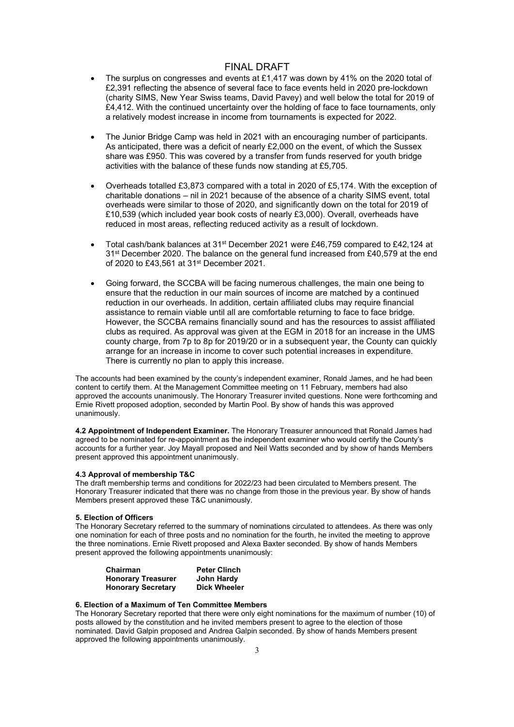FINAL DRAFT

- The surplus on congresses and events at £1,417 was down by 41% on the 2020 total of £2,391 reflecting the absence of several face to face events held in 2020 pre-lockdown (charity SIMS, New Year Swiss teams, David Pavey) and well below the total for 2019 of £4,412. With the continued uncertainty over the holding of face to face tournaments, only a relatively modest increase in income from tournaments is expected for 2022.
- The Junior Bridge Camp was held in 2021 with an encouraging number of participants. As anticipated, there was a deficit of nearly £2,000 on the event, of which the Sussex share was £950. This was covered by a transfer from funds reserved for youth bridge activities with the balance of these funds now standing at £5,705.
- Overheads totalled £3,873 compared with a total in 2020 of £5,174. With the exception of charitable donations – nil in 2021 because of the absence of a charity SIMS event, total overheads were similar to those of 2020, and significantly down on the total for 2019 of £10,539 (which included year book costs of nearly £3,000). Overall, overheads have reduced in most areas, reflecting reduced activity as a result of lockdown.
- Total cash/bank balances at 31st December 2021 were £46,759 compared to £42,124 at 31st December 2020. The balance on the general fund increased from £40,579 at the end of 2020 to £43,561 at 31st December 2021.
- Going forward, the SCCBA will be facing numerous challenges, the main one being to ensure that the reduction in our main sources of income are matched by a continued reduction in our overheads. In addition, certain affiliated clubs may require financial assistance to remain viable until all are comfortable returning to face to face bridge. However, the SCCBA remains financially sound and has the resources to assist affiliated clubs as required. As approval was given at the EGM in 2018 for an increase in the UMS county charge, from 7p to 8p for 2019/20 or in a subsequent year, the County can quickly arrange for an increase in income to cover such potential increases in expenditure. There is currently no plan to apply this increase.

The accounts had been examined by the county's independent examiner, Ronald James, and he had been content to certify them. At the Management Committee meeting on 11 February, members had also approved the accounts unanimously. The Honorary Treasurer invited questions. None were forthcoming and Ernie Rivett proposed adoption, seconded by Martin Pool. By show of hands this was approved unanimously.

**4.2 Appointment of Independent Examiner.** The Honorary Treasurer announced that Ronald James had agreed to be nominated for re-appointment as the independent examiner who would certify the County's accounts for a further year. Joy Mayall proposed and Neil Watts seconded and by show of hands Members present approved this appointment unanimously.

**4.3 Approval of membership T&C**

The draft membership terms and conditions for 2022/23 had been circulated to Members present. The Honorary Treasurer indicated that there was no change from those in the previous year. By show of hands Members present approved these T&C unanimously.

**5. Election of Officers**

The Honorary Secretary referred to the summary of nominations circulated to attendees. As there was only one nomination for each of three posts and no nomination for the fourth, he invited the meeting to approve the three nominations. Ernie Rivett proposed and Alexa Baxter seconded. By show of hands Members present approved the following appointments unanimously:

| | |
|---|---|
| **Chairman** | **Peter Clinch** |
| **Honorary Treasurer** | **John Hardy** |
| **Honorary Secretary** | **Dick Wheeler** |

**6. Election of a Maximum of Ten Committee Members**

The Honorary Secretary reported that there were only eight nominations for the maximum of number (10) of posts allowed by the constitution and he invited members present to agree to the election of those nominated. David Galpin proposed and Andrea Galpin seconded. By show of hands Members present approved the following appointments unanimously.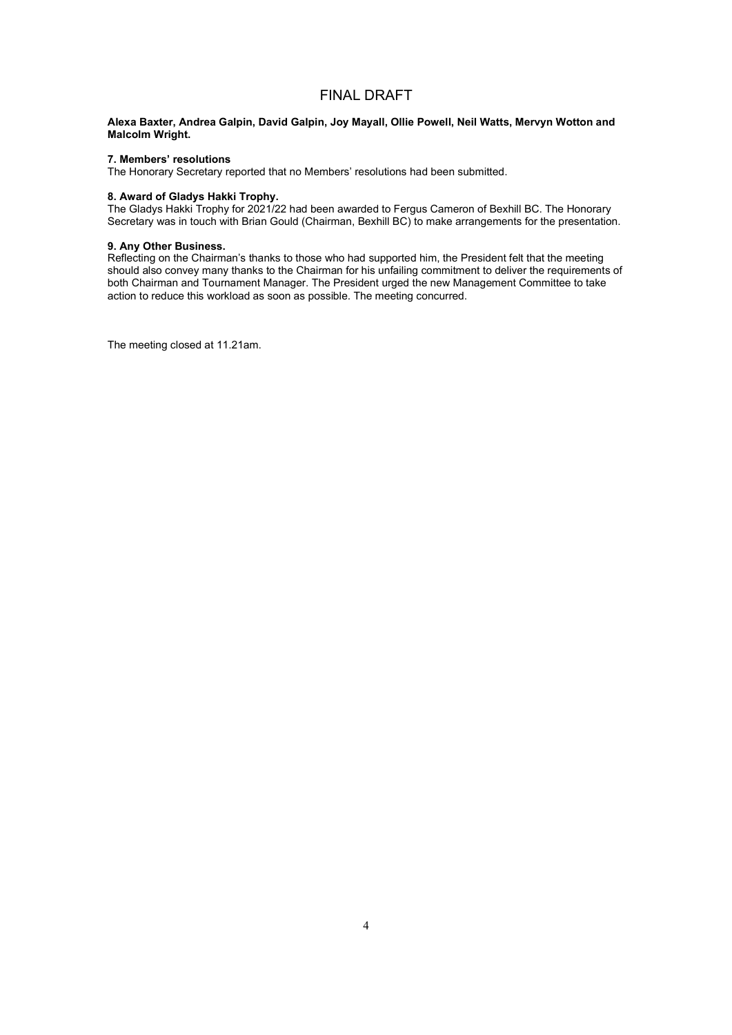FINAL DRAFT

**Alexa Baxter, Andrea Galpin, David Galpin, Joy Mayall, Ollie Powell, Neil Watts, Mervyn Wotton and Malcolm Wright.**

**7. Members' resolutions**

The Honorary Secretary reported that no Members' resolutions had been submitted.

**8. Award of Gladys Hakki Trophy.**

The Gladys Hakki Trophy for 2021/22 had been awarded to Fergus Cameron of Bexhill BC. The Honorary Secretary was in touch with Brian Gould (Chairman, Bexhill BC) to make arrangements for the presentation.

**9. Any Other Business.**

Reflecting on the Chairman's thanks to those who had supported him, the President felt that the meeting should also convey many thanks to the Chairman for his unfailing commitment to deliver the requirements of both Chairman and Tournament Manager. The President urged the new Management Committee to take action to reduce this workload as soon as possible. The meeting concurred.

The meeting closed at 11.21am.